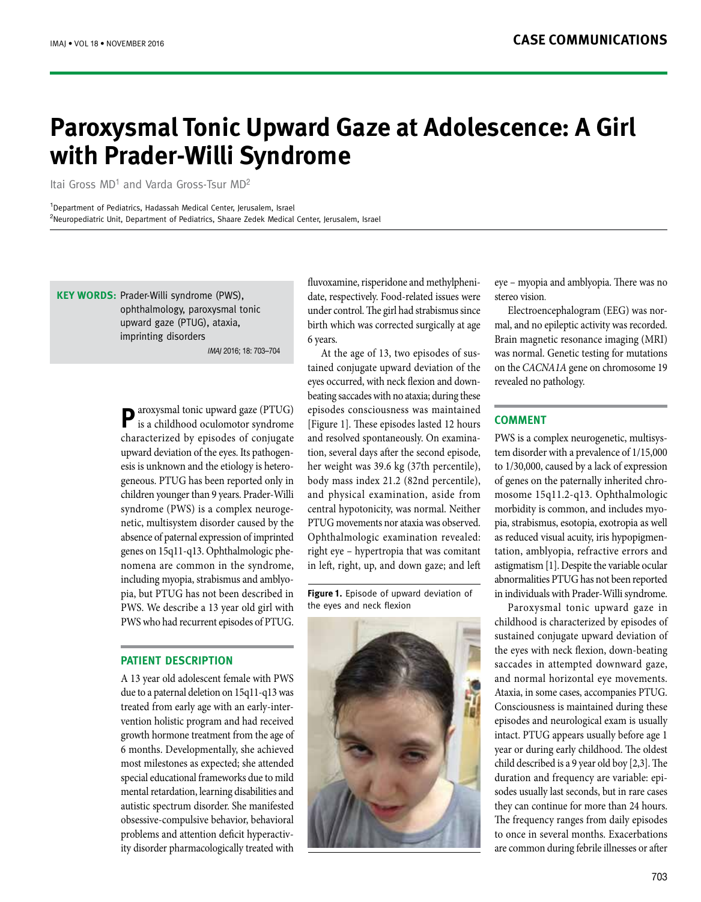# Paroxysmal Tonic Upward Gaze at Adolescence: A Girl with Prader-Willi Syndrome

Itai Gross MD[1] and Varda Gross-Tsur MD[2]

[1]Department of Pediatrics, Hadassah Medical Center, Jerusalem, Israel
[2]Neuropediatric Unit, Department of Pediatrics, Shaare Zedek Medical Center, Jerusalem, Israel

**KEY WORDS:** Prader-Willi syndrome (PWS), ophthalmology, paroxysmal tonic upward gaze (PTUG), ataxia, imprinting disorders

*IMAJ* 2016; 18: 703–704

Paroxysmal tonic upward gaze (PTUG) is a childhood oculomotor syndrome characterized by episodes of conjugate upward deviation of the eyes. Its pathogenesis is unknown and the etiology is heterogeneous. PTUG has been reported only in children younger than 9 years. Prader-Willi syndrome (PWS) is a complex neurogenetic, multisystem disorder caused by the absence of paternal expression of imprinted genes on 15q11-q13. Ophthalmologic phenomena are common in the syndrome, including myopia, strabismus and amblyopia, but PTUG has not been described in PWS. We describe a 13 year old girl with PWS who had recurrent episodes of PTUG.

## PATIENT DESCRIPTION

A 13 year old adolescent female with PWS due to a paternal deletion on 15q11-q13 was treated from early age with an early-intervention holistic program and had received growth hormone treatment from the age of 6 months. Developmentally, she achieved most milestones as expected; she attended special educational frameworks due to mild mental retardation, learning disabilities and autistic spectrum disorder. She manifested obsessive-compulsive behavior, behavioral problems and attention deficit hyperactivity disorder pharmacologically treated with fluvoxamine, risperidone and methylphenidate, respectively. Food-related issues were under control. The girl had strabismus since birth which was corrected surgically at age 6 years.

At the age of 13, two episodes of sustained conjugate upward deviation of the eyes occurred, with neck flexion and down-beating saccades with no ataxia; during these episodes consciousness was maintained [Figure 1]. These episodes lasted 12 hours and resolved spontaneously. On examination, several days after the second episode, her weight was 39.6 kg (37th percentile), body mass index 21.2 (82nd percentile), and physical examination, aside from central hypotonicity, was normal. Neither PTUG movements nor ataxia was observed. Ophthalmologic examination revealed: right eye – hypertropia that was comitant in left, right, up, and down gaze; and left eye – myopia and amblyopia. There was no stereo vision.

**Figure 1.** Episode of upward deviation of the eyes and neck flexion

Electroencephalogram (EEG) was normal, and no epileptic activity was recorded. Brain magnetic resonance imaging (MRI) was normal. Genetic testing for mutations on the *CACNA1A* gene on chromosome 19 revealed no pathology.

## COMMENT

PWS is a complex neurogenetic, multisystem disorder with a prevalence of 1/15,000 to 1/30,000, caused by a lack of expression of genes on the paternally inherited chromosome 15q11.2-q13. Ophthalmologic morbidity is common, and includes myopia, strabismus, esotopia, exotropia as well as reduced visual acuity, iris hypopigmentation, amblyopia, refractive errors and astigmatism [1]. Despite the variable ocular abnormalities PTUG has not been reported in individuals with Prader-Willi syndrome.

Paroxysmal tonic upward gaze in childhood is characterized by episodes of sustained conjugate upward deviation of the eyes with neck flexion, down-beating saccades in attempted downward gaze, and normal horizontal eye movements. Ataxia, in some cases, accompanies PTUG. Consciousness is maintained during these episodes and neurological exam is usually intact. PTUG appears usually before age 1 year or during early childhood. The oldest child described is a 9 year old boy [2,3]. The duration and frequency are variable: episodes usually last seconds, but in rare cases they can continue for more than 24 hours. The frequency ranges from daily episodes to once in several months. Exacerbations are common during febrile illnesses or after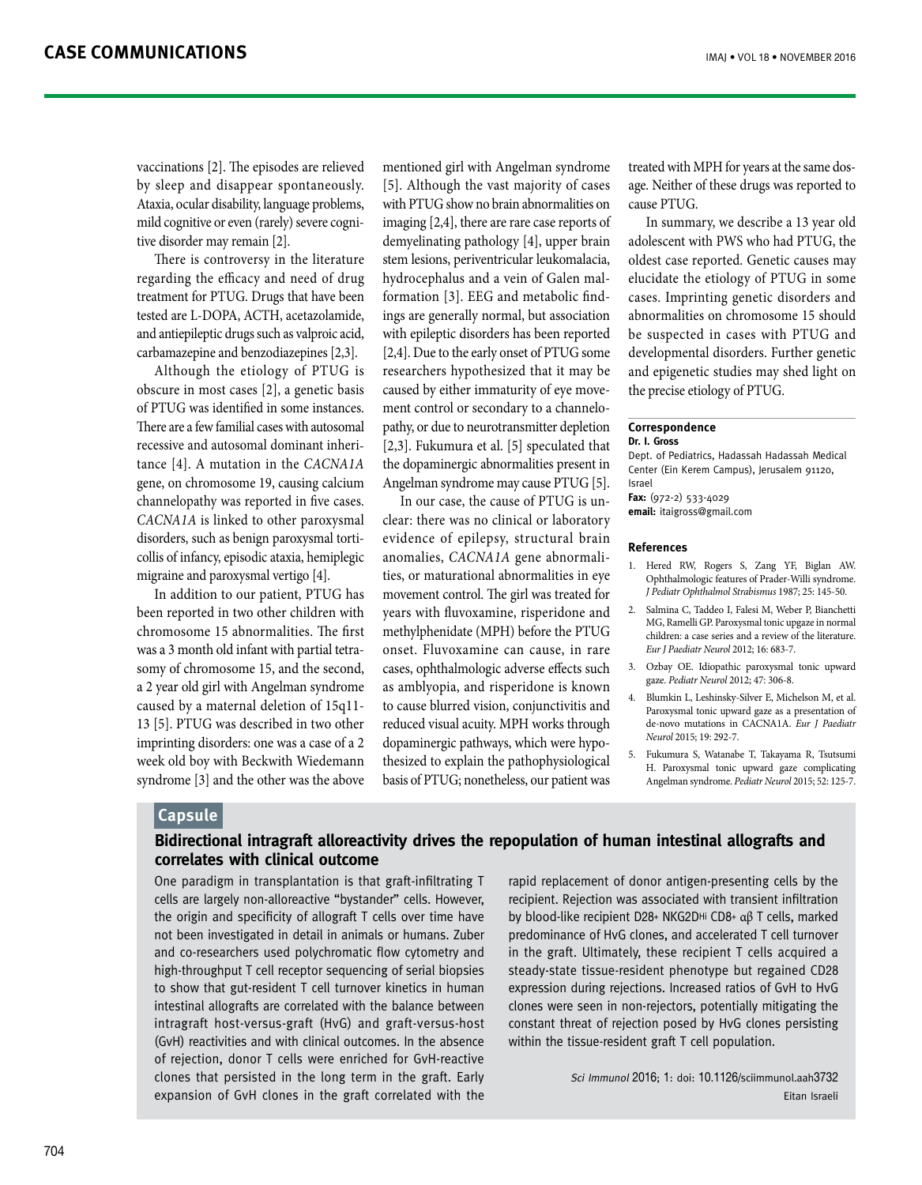vaccinations [2]. The episodes are relieved by sleep and disappear spontaneously. Ataxia, ocular disability, language problems, mild cognitive or even (rarely) severe cognitive disorder may remain [2].

There is controversy in the literature regarding the efficacy and need of drug treatment for PTUG. Drugs that have been tested are L-DOPA, ACTH, acetazolamide, and antiepileptic drugs such as valproic acid, carbamazepine and benzodiazepines [2,3].

Although the etiology of PTUG is obscure in most cases [2], a genetic basis of PTUG was identified in some instances. There are a few familial cases with autosomal recessive and autosomal dominant inheritance [4]. A mutation in the *CACNA1A* gene, on chromosome 19, causing calcium channelopathy was reported in five cases. *CACNA1A* is linked to other paroxysmal disorders, such as benign paroxysmal torticollis of infancy, episodic ataxia, hemiplegic migraine and paroxysmal vertigo [4].

In addition to our patient, PTUG has been reported in two other children with chromosome 15 abnormalities. The first was a 3 month old infant with partial tetrasomy of chromosome 15, and the second, a 2 year old girl with Angelman syndrome caused by a maternal deletion of 15q11-13 [5]. PTUG was described in two other imprinting disorders: one was a case of a 2 week old boy with Beckwith Wiedemann syndrome [3] and the other was the above mentioned girl with Angelman syndrome [5]. Although the vast majority of cases with PTUG show no brain abnormalities on imaging [2,4], there are rare case reports of demyelinating pathology [4], upper brain stem lesions, periventricular leukomalacia, hydrocephalus and a vein of Galen malformation [3]. EEG and metabolic findings are generally normal, but association with epileptic disorders has been reported [2,4]. Due to the early onset of PTUG some researchers hypothesized that it may be caused by either immaturity of eye movement control or secondary to a channelopathy, or due to neurotransmitter depletion [2,3]. Fukumura et al. [5] speculated that the dopaminergic abnormalities present in Angelman syndrome may cause PTUG [5].

In our case, the cause of PTUG is unclear: there was no clinical or laboratory evidence of epilepsy, structural brain anomalies, *CACNA1A* gene abnormalities, or maturational abnormalities in eye movement control. The girl was treated for years with fluvoxamine, risperidone and methylphenidate (MPH) before the PTUG onset. Fluvoxamine can cause, in rare cases, ophthalmologic adverse effects such as amblyopia, and risperidone is known to cause blurred vision, conjunctivitis and reduced visual acuity. MPH works through dopaminergic pathways, which were hypothesized to explain the pathophysiological basis of PTUG; nonetheless, our patient was treated with MPH for years at the same dosage. Neither of these drugs was reported to cause PTUG.

In summary, we describe a 13 year old adolescent with PWS who had PTUG, the oldest case reported. Genetic causes may elucidate the etiology of PTUG in some cases. Imprinting genetic disorders and abnormalities on chromosome 15 should be suspected in cases with PTUG and developmental disorders. Further genetic and epigenetic studies may shed light on the precise etiology of PTUG.

**Correspondence**
**Dr. I. Gross**
Dept. of Pediatrics, Hadassah Hadassah Medical Center (Ein Kerem Campus), Jerusalem 91120, Israel
**Fax:** (972-2) 533-4029
**email:** itaigross@gmail.com

### References

1. Hered RW, Rogers S, Zang YF, Biglan AW. Ophthalmologic features of Prader-Willi syndrome. *J Pediatr Ophthalmol Strabismus* 1987; 25: 145-50.
2. Salmina C, Taddeo I, Falesi M, Weber P, Bianchetti MG, Ramelli GP. Paroxysmal tonic upgaze in normal children: a case series and a review of the literature. *Eur J Paediatr Neurol* 2012; 16: 683-7.
3. Ozbay OE. Idiopathic paroxysmal tonic upward gaze. *Pediatr Neurol* 2012; 47: 306-8.
4. Blumkin L, Leshinsky-Silver E, Michelson M, et al. Paroxysmal tonic upward gaze as a presentation of de-novo mutations in CACNA1A. *Eur J Paediatr Neurol* 2015; 19: 292-7.
5. Fukumura S, Watanabe T, Takayama R, Tsutsumi H. Paroxysmal tonic upward gaze complicating Angelman syndrome. *Pediatr Neurol* 2015; 52: 125-7.

## Capsule

### Bidirectional intragraft alloreactivity drives the repopulation of human intestinal allografts and correlates with clinical outcome

One paradigm in transplantation is that graft-infiltrating T cells are largely non-alloreactive "bystander" cells. However, the origin and specificity of allograft T cells over time have not been investigated in detail in animals or humans. Zuber and co-researchers used polychromatic flow cytometry and high-throughput T cell receptor sequencing of serial biopsies to show that gut-resident T cell turnover kinetics in human intestinal allografts are correlated with the balance between intragraft host-versus-graft (HvG) and graft-versus-host (GvH) reactivities and with clinical outcomes. In the absence of rejection, donor T cells were enriched for GvH-reactive clones that persisted in the long term in the graft. Early expansion of GvH clones in the graft correlated with the rapid replacement of donor antigen-presenting cells by the recipient. Rejection was associated with transient infiltration by blood-like recipient D28+ NKG2DHi CD8+ αβ T cells, marked predominance of HvG clones, and accelerated T cell turnover in the graft. Ultimately, these recipient T cells acquired a steady-state tissue-resident phenotype but regained CD28 expression during rejections. Increased ratios of GvH to HvG clones were seen in non-rejectors, potentially mitigating the constant threat of rejection posed by HvG clones persisting within the tissue-resident graft T cell population.

*Sci Immunol* 2016; 1: doi: 10.1126/sciimmunol.aah3732

Eitan Israeli